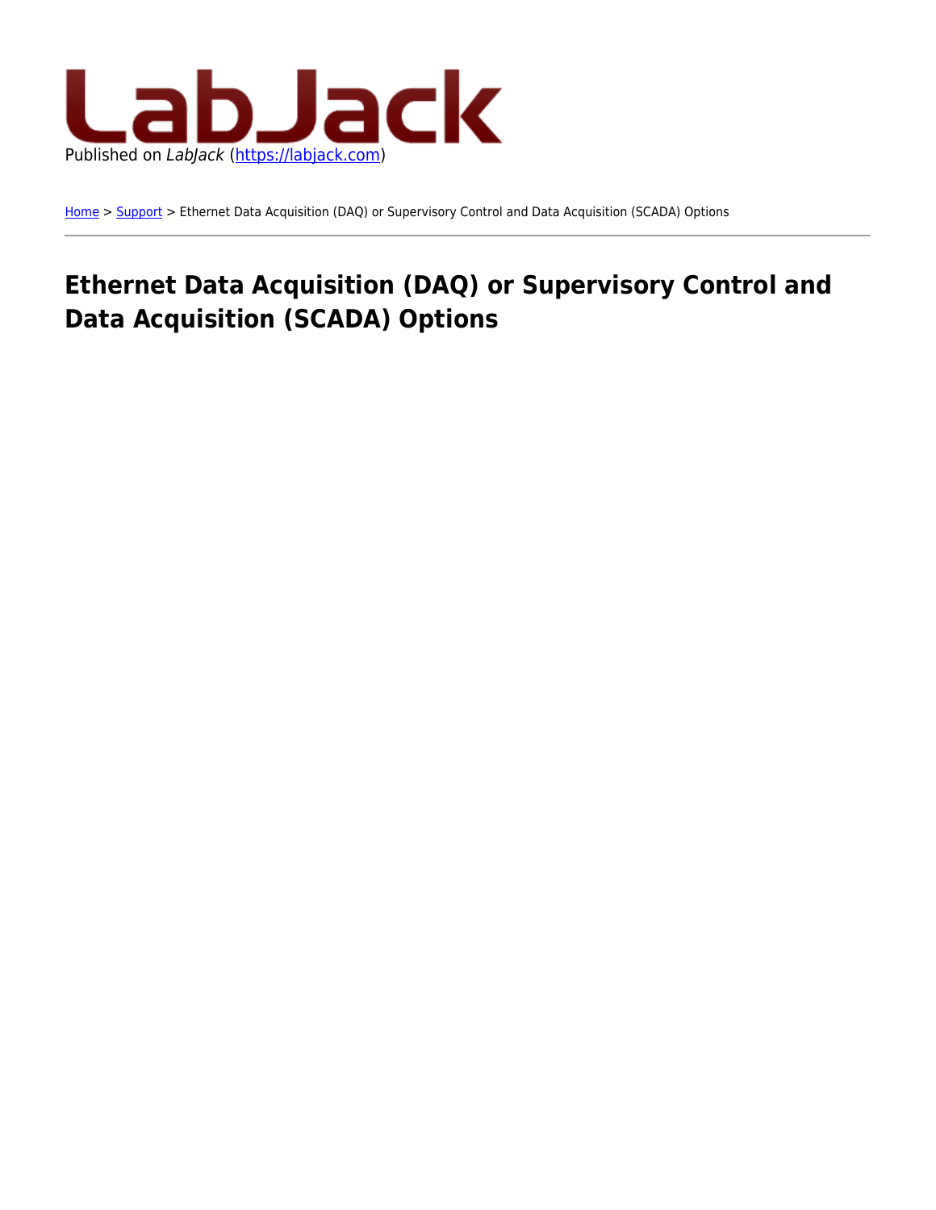Published on *LabJack* (https://labjack.com)

Home > Support > Ethernet Data Acquisition (DAQ) or Supervisory Control and Data Acquisition (SCADA) Options

# Ethernet Data Acquisition (DAQ) or Supervisory Control and Data Acquisition (SCADA) Options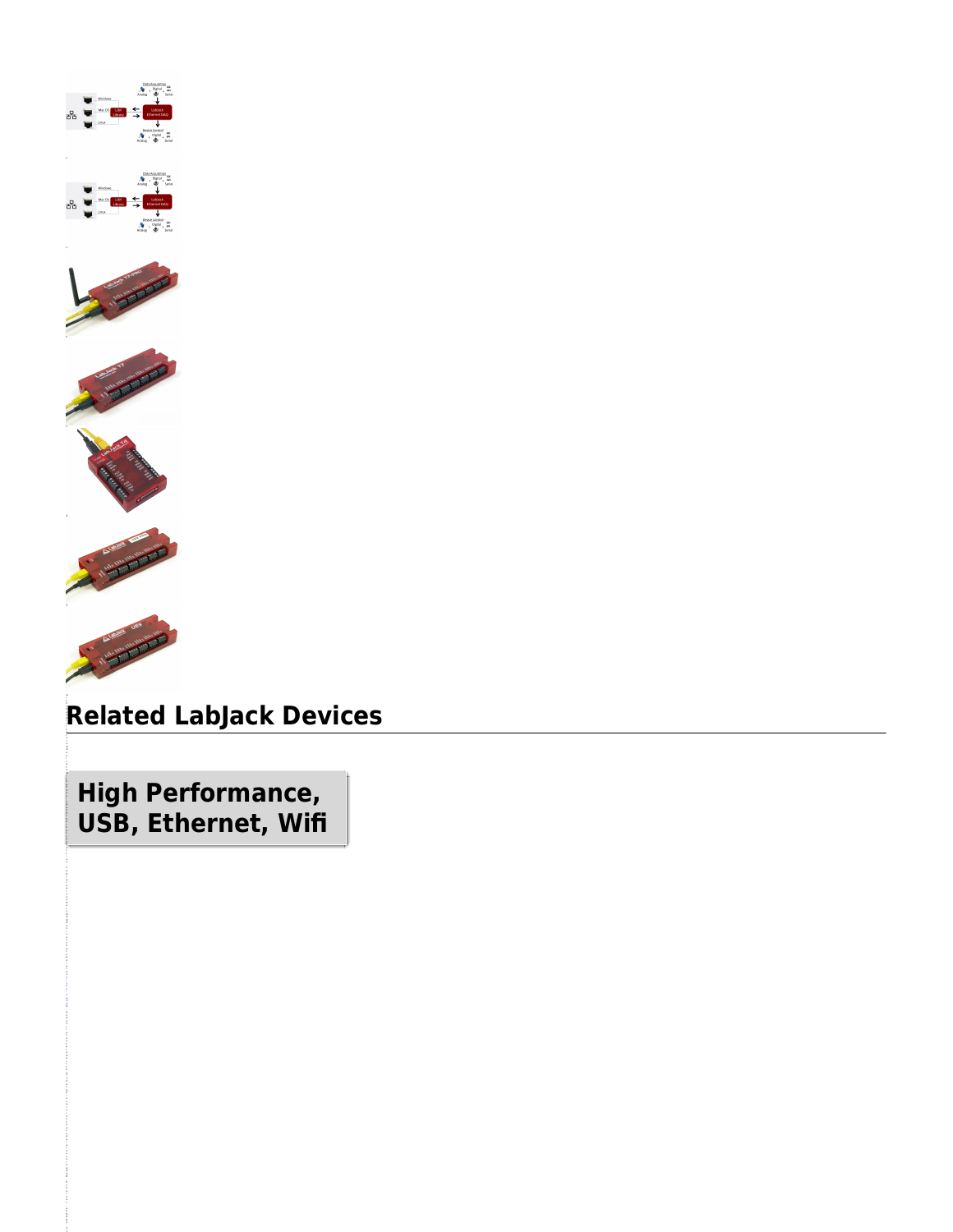## Related LabJack Devices

**High Performance, USB, Ethernet, Wifi**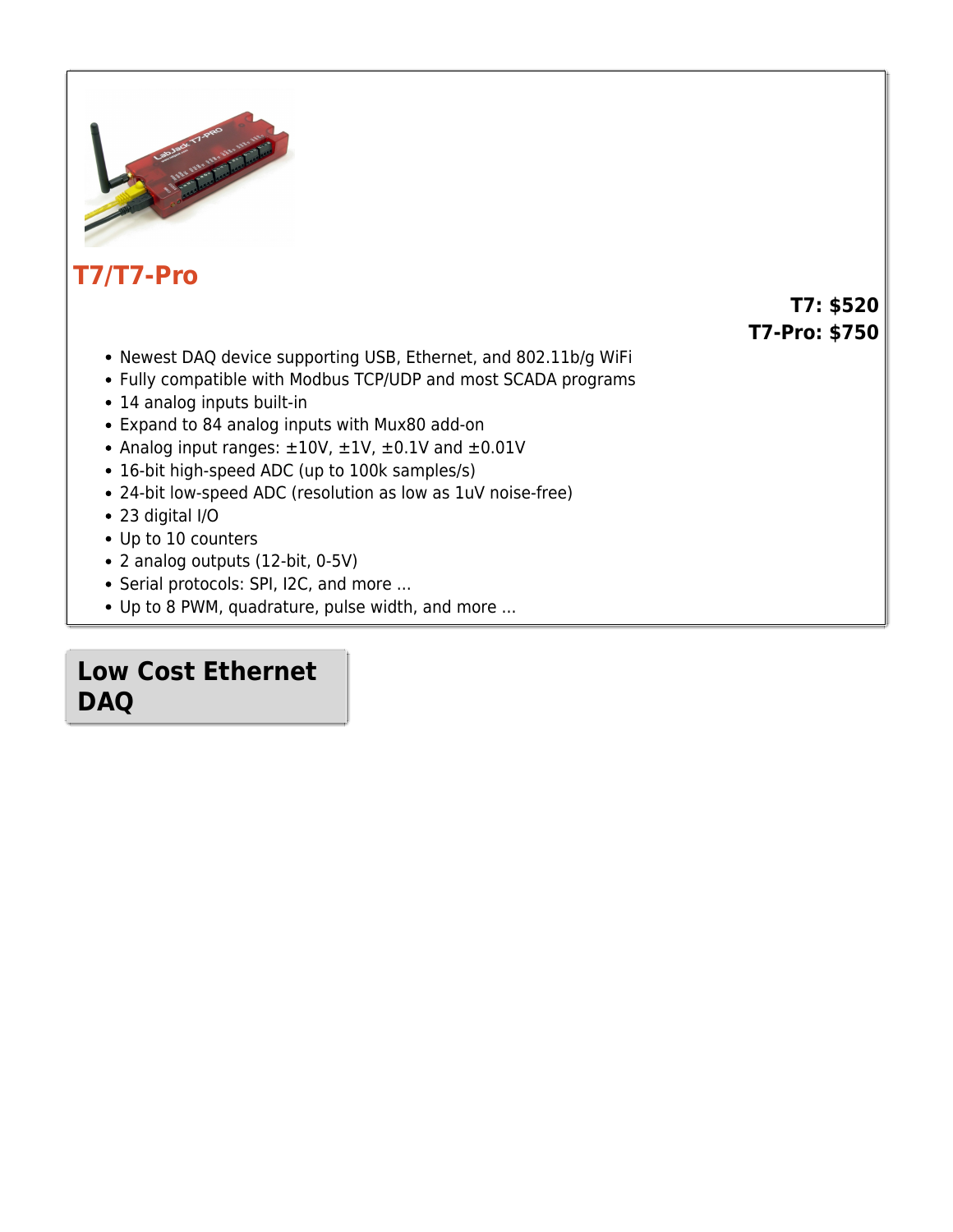## T7/T7-Pro

**T7: $520**
**T7-Pro: $750**

- Newest DAQ device supporting USB, Ethernet, and 802.11b/g WiFi
- Fully compatible with Modbus TCP/UDP and most SCADA programs
- 14 analog inputs built-in
- Expand to 84 analog inputs with Mux80 add-on
- Analog input ranges: ±10V, ±1V, ±0.1V and ±0.01V
- 16-bit high-speed ADC (up to 100k samples/s)
- 24-bit low-speed ADC (resolution as low as 1uV noise-free)
- 23 digital I/O
- Up to 10 counters
- 2 analog outputs (12-bit, 0-5V)
- Serial protocols: SPI, I2C, and more ...
- Up to 8 PWM, quadrature, pulse width, and more ...

# Low Cost Ethernet DAQ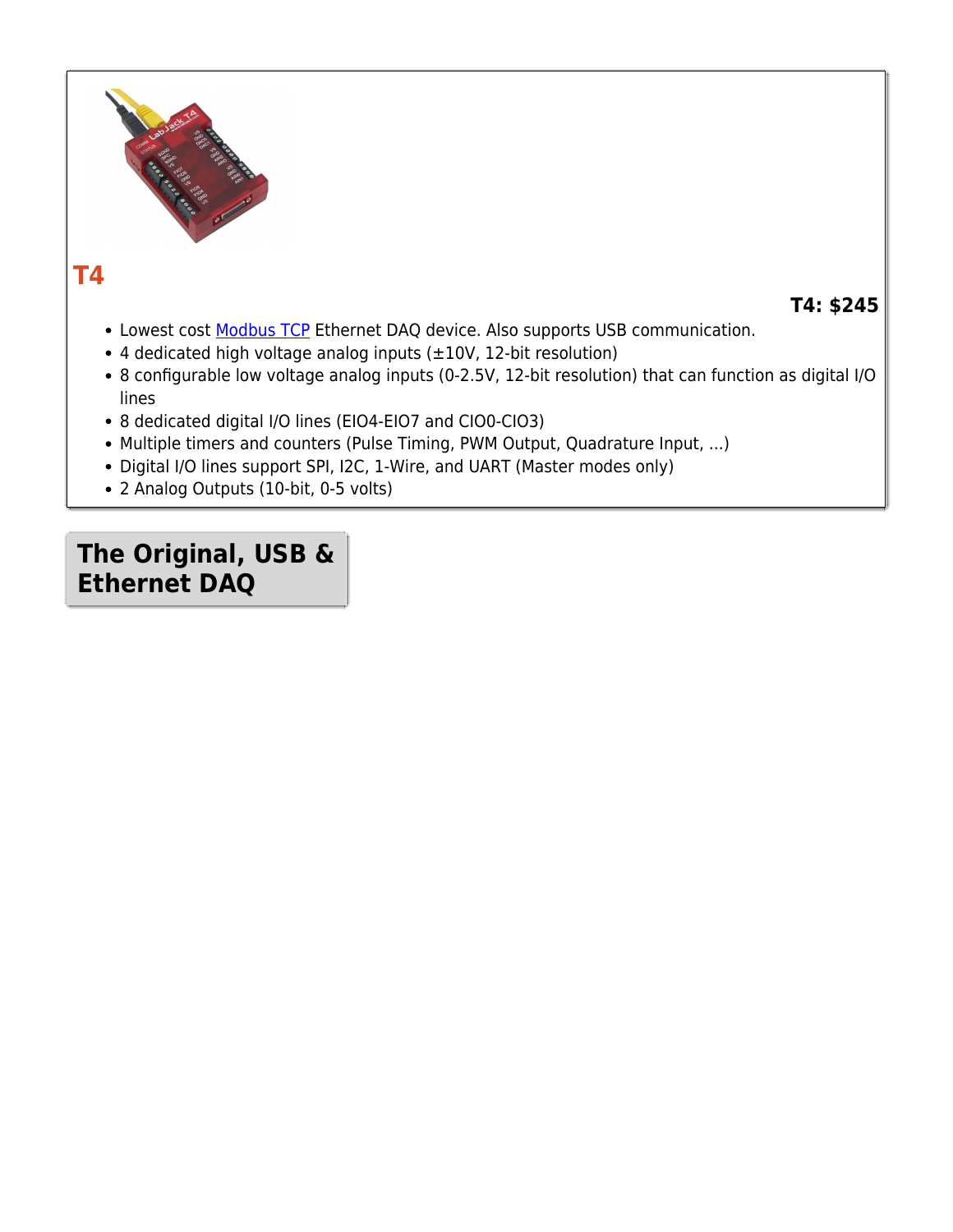## T4

**T4: $245**

- Lowest cost Modbus TCP Ethernet DAQ device. Also supports USB communication.
- 4 dedicated high voltage analog inputs (±10V, 12-bit resolution)
- 8 configurable low voltage analog inputs (0-2.5V, 12-bit resolution) that can function as digital I/O lines
- 8 dedicated digital I/O lines (EIO4-EIO7 and CIO0-CIO3)
- Multiple timers and counters (Pulse Timing, PWM Output, Quadrature Input, ...)
- Digital I/O lines support SPI, I2C, 1-Wire, and UART (Master modes only)
- 2 Analog Outputs (10-bit, 0-5 volts)

# The Original, USB & Ethernet DAQ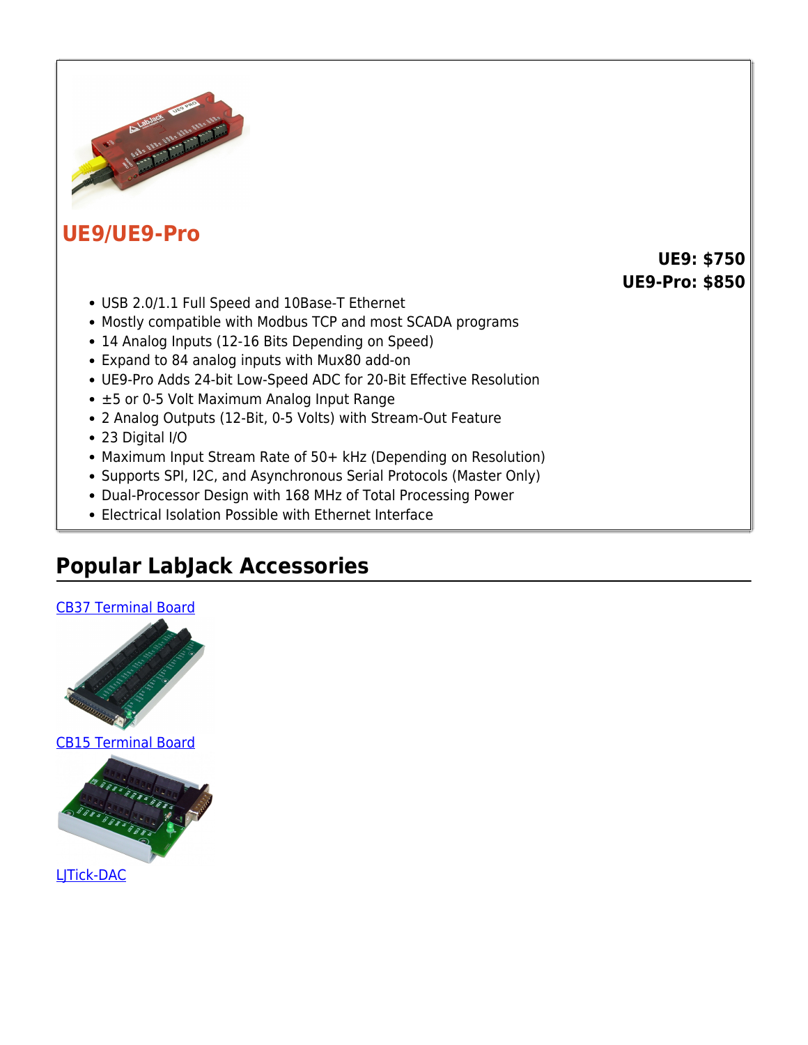## UE9/UE9-Pro

**UE9: $750**
**UE9-Pro: $850**

- USB 2.0/1.1 Full Speed and 10Base-T Ethernet
- Mostly compatible with Modbus TCP and most SCADA programs
- 14 Analog Inputs (12-16 Bits Depending on Speed)
- Expand to 84 analog inputs with Mux80 add-on
- UE9-Pro Adds 24-bit Low-Speed ADC for 20-Bit Effective Resolution
- ±5 or 0-5 Volt Maximum Analog Input Range
- 2 Analog Outputs (12-Bit, 0-5 Volts) with Stream-Out Feature
- 23 Digital I/O
- Maximum Input Stream Rate of 50+ kHz (Depending on Resolution)
- Supports SPI, I2C, and Asynchronous Serial Protocols (Master Only)
- Dual-Processor Design with 168 MHz of Total Processing Power
- Electrical Isolation Possible with Ethernet Interface

## Popular LabJack Accessories

CB37 Terminal Board

CB15 Terminal Board

LJTick-DAC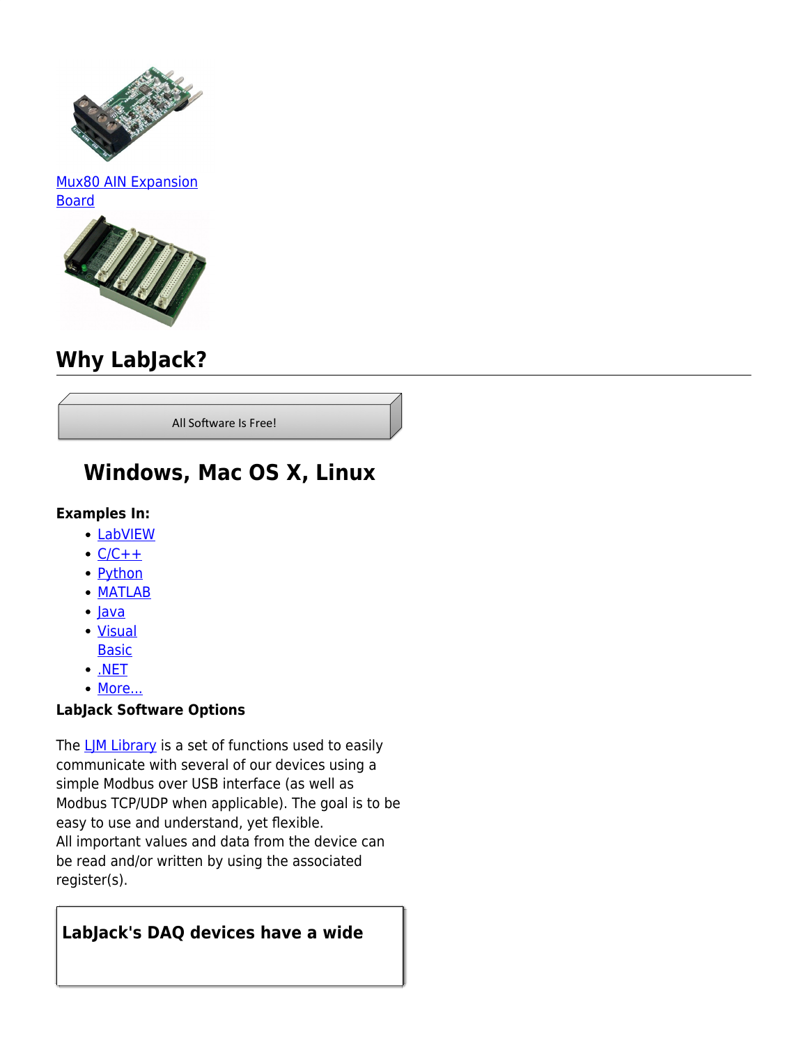[Mux80 AIN Expansion Board]

## Why LabJack?

All Software Is Free!

### Windows, Mac OS X, Linux

**Examples In:**

- LabVIEW
- C/C++
- Python
- MATLAB
- Java
- Visual Basic
- .NET
- More...

**LabJack Software Options**

The LJM Library is a set of functions used to easily communicate with several of our devices using a simple Modbus over USB interface (as well as Modbus TCP/UDP when applicable). The goal is to be easy to use and understand, yet flexible.
All important values and data from the device can be read and/or written by using the associated register(s).

**LabJack's DAQ devices have a wide**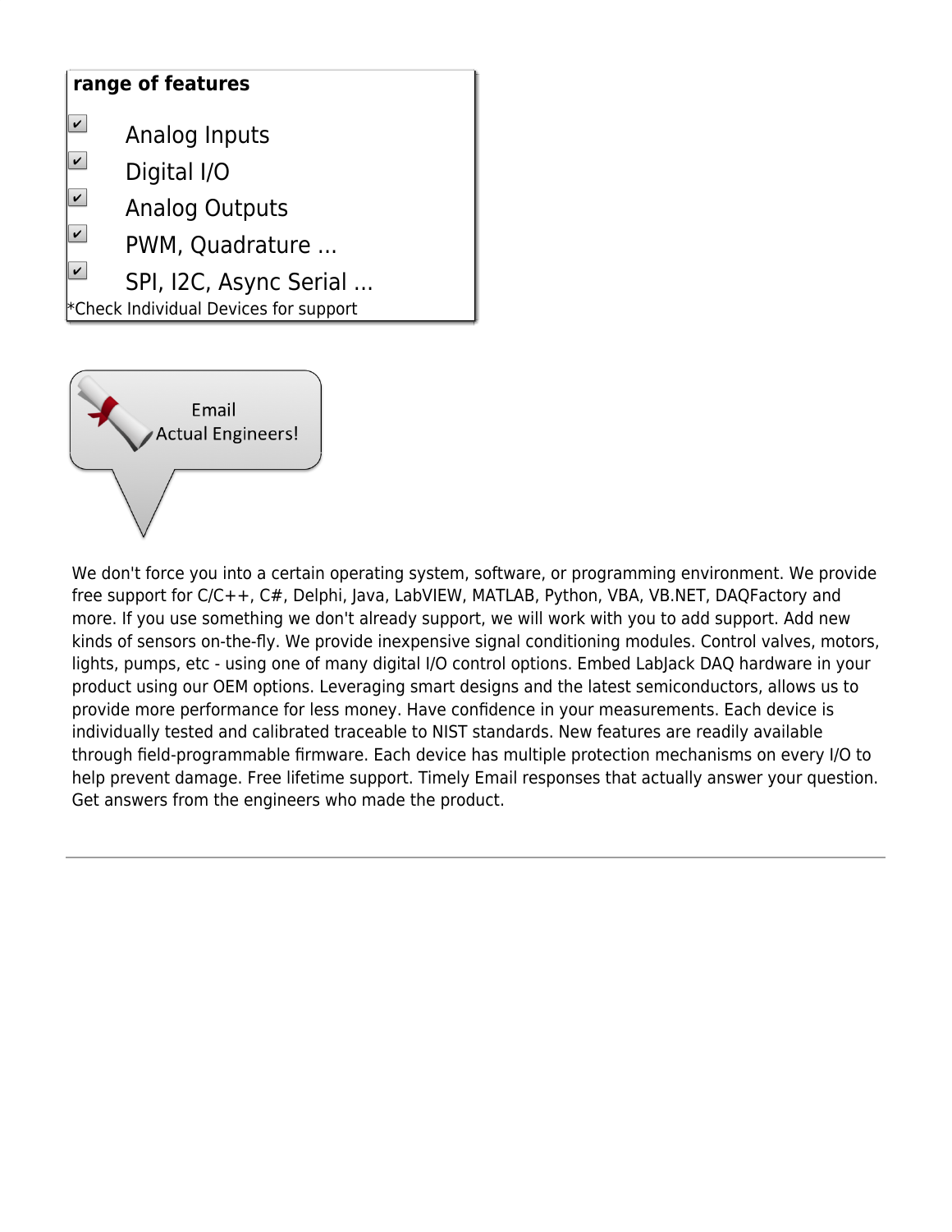**range of features**

- ✔ Analog Inputs
- ✔ Digital I/O
- ✔ Analog Outputs
- ✔ PWM, Quadrature ...
- ✔ SPI, I2C, Async Serial ...

*Check Individual Devices for support

Email
Actual Engineers!

We don't force you into a certain operating system, software, or programming environment. We provide free support for C/C++, C#, Delphi, Java, LabVIEW, MATLAB, Python, VBA, VB.NET, DAQFactory and more. If you use something we don't already support, we will work with you to add support. Add new kinds of sensors on-the-fly. We provide inexpensive signal conditioning modules. Control valves, motors, lights, pumps, etc - using one of many digital I/O control options. Embed LabJack DAQ hardware in your product using our OEM options. Leveraging smart designs and the latest semiconductors, allows us to provide more performance for less money. Have confidence in your measurements. Each device is individually tested and calibrated traceable to NIST standards. New features are readily available through field-programmable firmware. Each device has multiple protection mechanisms on every I/O to help prevent damage. Free lifetime support. Timely Email responses that actually answer your question. Get answers from the engineers who made the product.

---